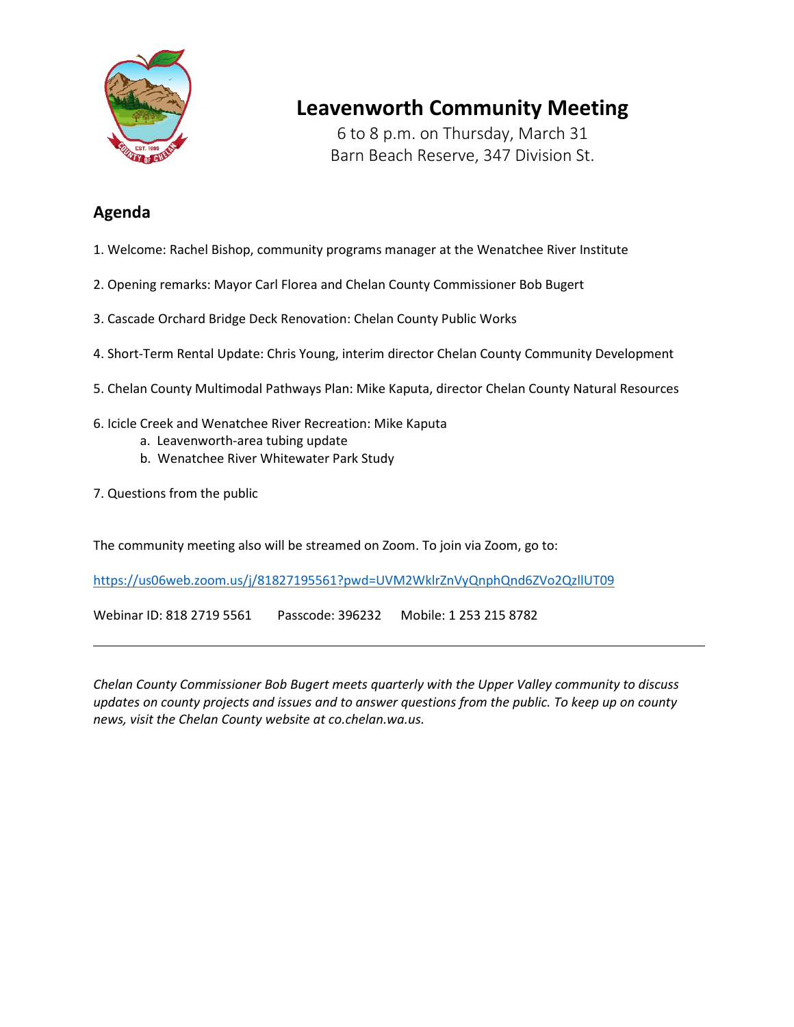# Leavenworth Community Meeting

6 to 8 p.m. on Thursday, March 31
Barn Beach Reserve, 347 Division St.

## Agenda

1. Welcome: Rachel Bishop, community programs manager at the Wenatchee River Institute

2. Opening remarks: Mayor Carl Florea and Chelan County Commissioner Bob Bugert

3. Cascade Orchard Bridge Deck Renovation: Chelan County Public Works

4. Short-Term Rental Update: Chris Young, interim director Chelan County Community Development

5. Chelan County Multimodal Pathways Plan: Mike Kaputa, director Chelan County Natural Resources

6. Icicle Creek and Wenatchee River Recreation: Mike Kaputa
   a. Leavenworth-area tubing update
   b. Wenatchee River Whitewater Park Study

7. Questions from the public

The community meeting also will be streamed on Zoom. To join via Zoom, go to:

https://us06web.zoom.us/j/81827195561?pwd=UVM2WklrZnVyQnphQnd6ZVo2QzllUT09

Webinar ID: 818 2719 5561   Passcode: 396232   Mobile: 1 253 215 8782

---

*Chelan County Commissioner Bob Bugert meets quarterly with the Upper Valley community to discuss updates on county projects and issues and to answer questions from the public. To keep up on county news, visit the Chelan County website at co.chelan.wa.us.*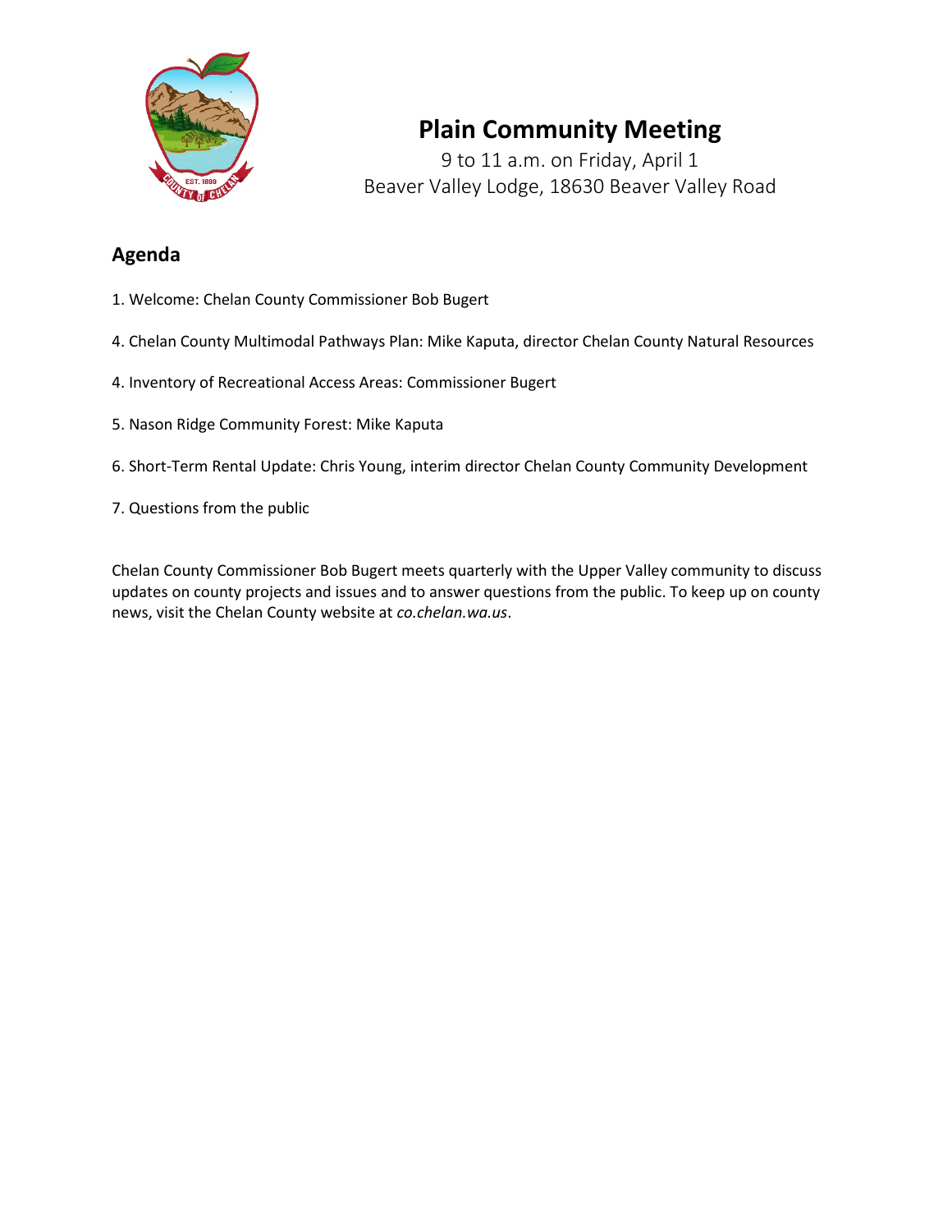# Plain Community Meeting

9 to 11 a.m. on Friday, April 1

Beaver Valley Lodge, 18630 Beaver Valley Road

## Agenda

1. Welcome: Chelan County Commissioner Bob Bugert

4. Chelan County Multimodal Pathways Plan: Mike Kaputa, director Chelan County Natural Resources

4. Inventory of Recreational Access Areas: Commissioner Bugert

5. Nason Ridge Community Forest: Mike Kaputa

6. Short-Term Rental Update: Chris Young, interim director Chelan County Community Development

7. Questions from the public

Chelan County Commissioner Bob Bugert meets quarterly with the Upper Valley community to discuss updates on county projects and issues and to answer questions from the public. To keep up on county news, visit the Chelan County website at *co.chelan.wa.us*.